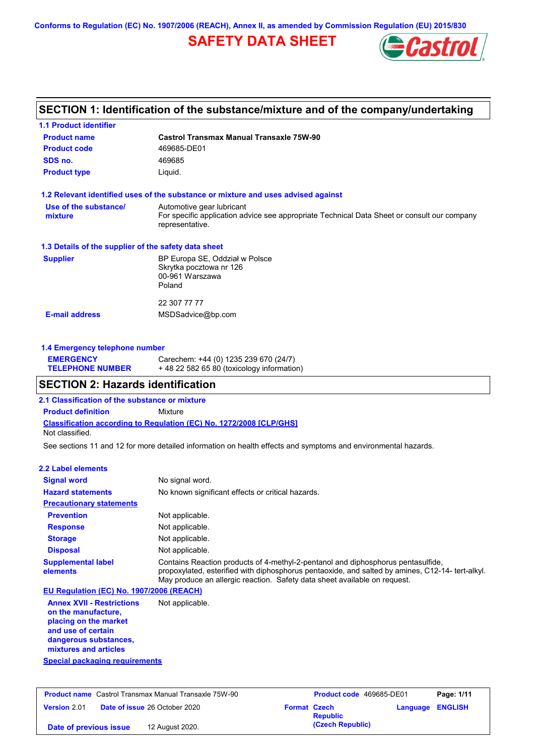Conforms to Regulation (EC) No. 1907/2006 (REACH), Annex II, as amended by Commission Regulation (EU) 2015/830

# SAFETY DATA SHEET

## SECTION 1: Identification of the substance/mixture and of the company/undertaking

### 1.1 Product identifier

| | |
|---|---|
| **Product name** | **Castrol Transmax Manual Transaxle 75W-90** |
| **Product code** | 469685-DE01 |
| **SDS no.** | 469685 |
| **Product type** | Liquid. |

### 1.2 Relevant identified uses of the substance or mixture and uses advised against

| | |
|---|---|
| **Use of the substance/ mixture** | Automotive gear lubricant<br>For specific application advice see appropriate Technical Data Sheet or consult our company representative. |

### 1.3 Details of the supplier of the safety data sheet

| | |
|---|---|
| **Supplier** | BP Europa SE, Oddział w Polsce<br>Skrytka pocztowa nr 126<br>00-961 Warszawa<br>Poland<br><br>22 307 77 77 |
| **E-mail address** | MSDSadvice@bp.com |

### 1.4 Emergency telephone number

| | |
|---|---|
| **EMERGENCY TELEPHONE NUMBER** | Carechem: +44 (0) 1235 239 670 (24/7)<br>+ 48 22 582 65 80 (toxicology information) |

## SECTION 2: Hazards identification

### 2.1 Classification of the substance or mixture

**Product definition** Mixture

**Classification according to Regulation (EC) No. 1272/2008 [CLP/GHS]**

Not classified.

See sections 11 and 12 for more detailed information on health effects and symptoms and environmental hazards.

### 2.2 Label elements

| | |
|---|---|
| **Signal word** | No signal word. |
| **Hazard statements** | No known significant effects or critical hazards. |
| **Precautionary statements** | |
| **Prevention** | Not applicable. |
| **Response** | Not applicable. |
| **Storage** | Not applicable. |
| **Disposal** | Not applicable. |
| **Supplemental label elements** | Contains Reaction products of 4-methyl-2-pentanol and diphosphorus pentasulfide, propoxylated, esterified with diphosphorus pentaoxide, and salted by amines, C12-14- tert-alkyl. May produce an allergic reaction. Safety data sheet available on request. |

**EU Regulation (EC) No. 1907/2006 (REACH)**

| | |
|---|---|
| **Annex XVII - Restrictions on the manufacture, placing on the market and use of certain dangerous substances, mixtures and articles** | Not applicable. |

**Special packaging requirements**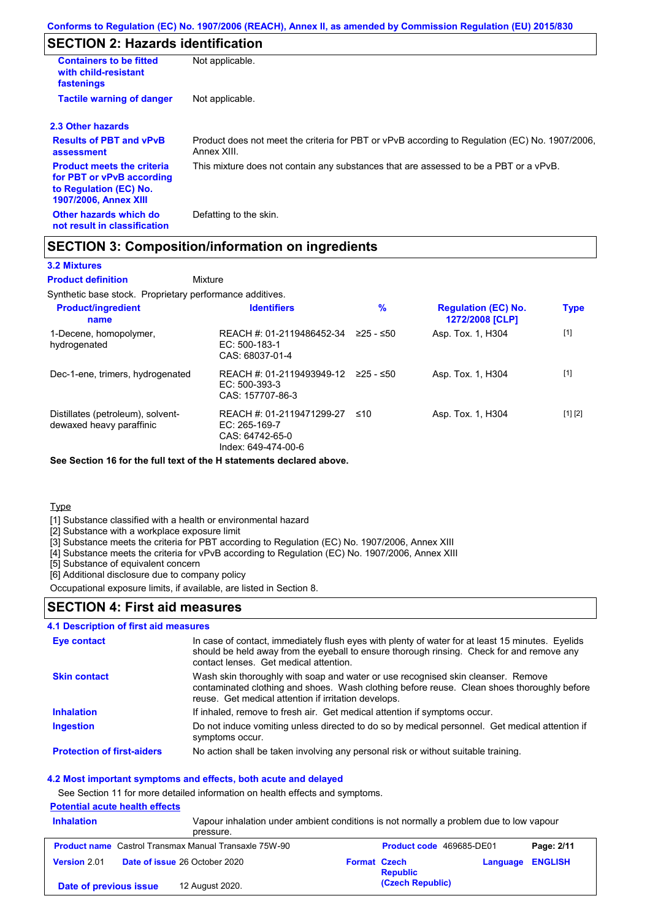## SECTION 2: Hazards identification

| | |
|---|---|
| **Containers to be fitted with child-resistant fastenings** | Not applicable. |
| **Tactile warning of danger** | Not applicable. |

### 2.3 Other hazards

| | |
|---|---|
| **Results of PBT and vPvB assessment** | Product does not meet the criteria for PBT or vPvB according to Regulation (EC) No. 1907/2006, Annex XIII. |
| **Product meets the criteria for PBT or vPvB according to Regulation (EC) No. 1907/2006, Annex XIII** | This mixture does not contain any substances that are assessed to be a PBT or a vPvB. |
| **Other hazards which do not result in classification** | Defatting to the skin. |

## SECTION 3: Composition/information on ingredients

### 3.2 Mixtures

**Product definition** Mixture

Synthetic base stock. Proprietary performance additives.

| Product/ingredient name | Identifiers | % | Regulation (EC) No. 1272/2008 [CLP] | Type |
|---|---|---|---|---|
| 1-Decene, homopolymer, hydrogenated | REACH #: 01-2119486452-34<br>EC: 500-183-1<br>CAS: 68037-01-4 | ≥25 - ≤50 | Asp. Tox. 1, H304 | [1] |
| Dec-1-ene, trimers, hydrogenated | REACH #: 01-2119493949-12<br>EC: 500-393-3<br>CAS: 157707-86-3 | ≥25 - ≤50 | Asp. Tox. 1, H304 | [1] |
| Distillates (petroleum), solvent-dewaxed heavy paraffinic | REACH #: 01-2119471299-27<br>EC: 265-169-7<br>CAS: 64742-65-0<br>Index: 649-474-00-6 | ≤10 | Asp. Tox. 1, H304 | [1] [2] |

**See Section 16 for the full text of the H statements declared above.**

Type

[1] Substance classified with a health or environmental hazard
[2] Substance with a workplace exposure limit
[3] Substance meets the criteria for PBT according to Regulation (EC) No. 1907/2006, Annex XIII
[4] Substance meets the criteria for vPvB according to Regulation (EC) No. 1907/2006, Annex XIII
[5] Substance of equivalent concern
[6] Additional disclosure due to company policy

Occupational exposure limits, if available, are listed in Section 8.

## SECTION 4: First aid measures

### 4.1 Description of first aid measures

| | |
|---|---|
| **Eye contact** | In case of contact, immediately flush eyes with plenty of water for at least 15 minutes. Eyelids should be held away from the eyeball to ensure thorough rinsing. Check for and remove any contact lenses. Get medical attention. |
| **Skin contact** | Wash skin thoroughly with soap and water or use recognised skin cleanser. Remove contaminated clothing and shoes. Wash clothing before reuse. Clean shoes thoroughly before reuse. Get medical attention if irritation develops. |
| **Inhalation** | If inhaled, remove to fresh air. Get medical attention if symptoms occur. |
| **Ingestion** | Do not induce vomiting unless directed to do so by medical personnel. Get medical attention if symptoms occur. |
| **Protection of first-aiders** | No action shall be taken involving any personal risk or without suitable training. |

### 4.2 Most important symptoms and effects, both acute and delayed

See Section 11 for more detailed information on health effects and symptoms.

**Potential acute health effects**

| | |
|---|---|
| **Inhalation** | Vapour inhalation under ambient conditions is not normally a problem due to low vapour pressure. |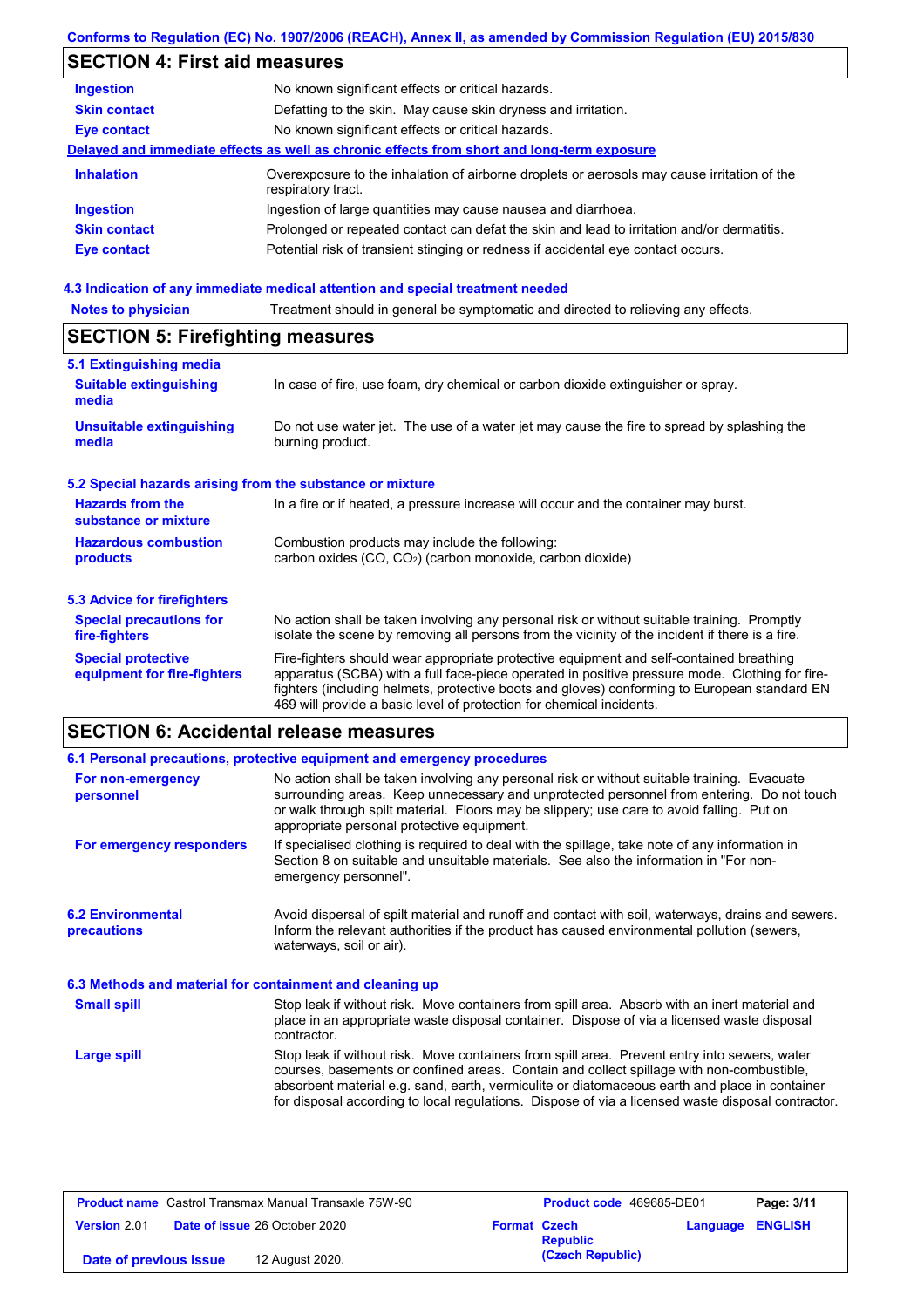## SECTION 4: First aid measures

| | |
|---|---|
| **Ingestion** | No known significant effects or critical hazards. |
| **Skin contact** | Defatting to the skin. May cause skin dryness and irritation. |
| **Eye contact** | No known significant effects or critical hazards. |

**Delayed and immediate effects as well as chronic effects from short and long-term exposure**

| | |
|---|---|
| **Inhalation** | Overexposure to the inhalation of airborne droplets or aerosols may cause irritation of the respiratory tract. |
| **Ingestion** | Ingestion of large quantities may cause nausea and diarrhoea. |
| **Skin contact** | Prolonged or repeated contact can defat the skin and lead to irritation and/or dermatitis. |
| **Eye contact** | Potential risk of transient stinging or redness if accidental eye contact occurs. |

### 4.3 Indication of any immediate medical attention and special treatment needed

| | |
|---|---|
| **Notes to physician** | Treatment should in general be symptomatic and directed to relieving any effects. |

## SECTION 5: Firefighting measures

### 5.1 Extinguishing media

| | |
|---|---|
| **Suitable extinguishing media** | In case of fire, use foam, dry chemical or carbon dioxide extinguisher or spray. |
| **Unsuitable extinguishing media** | Do not use water jet. The use of a water jet may cause the fire to spread by splashing the burning product. |

### 5.2 Special hazards arising from the substance or mixture

| | |
|---|---|
| **Hazards from the substance or mixture** | In a fire or if heated, a pressure increase will occur and the container may burst. |
| **Hazardous combustion products** | Combustion products may include the following: carbon oxides (CO, $CO_2$) (carbon monoxide, carbon dioxide) |

### 5.3 Advice for firefighters

| | |
|---|---|
| **Special precautions for fire-fighters** | No action shall be taken involving any personal risk or without suitable training. Promptly isolate the scene by removing all persons from the vicinity of the incident if there is a fire. |
| **Special protective equipment for fire-fighters** | Fire-fighters should wear appropriate protective equipment and self-contained breathing apparatus (SCBA) with a full face-piece operated in positive pressure mode. Clothing for fire-fighters (including helmets, protective boots and gloves) conforming to European standard EN 469 will provide a basic level of protection for chemical incidents. |

## SECTION 6: Accidental release measures

### 6.1 Personal precautions, protective equipment and emergency procedures

| | |
|---|---|
| **For non-emergency personnel** | No action shall be taken involving any personal risk or without suitable training. Evacuate surrounding areas. Keep unnecessary and unprotected personnel from entering. Do not touch or walk through spilt material. Floors may be slippery; use care to avoid falling. Put on appropriate personal protective equipment. |
| **For emergency responders** | If specialised clothing is required to deal with the spillage, take note of any information in Section 8 on suitable and unsuitable materials. See also the information in "For non-emergency personnel". |

| | |
|---|---|
| **6.2 Environmental precautions** | Avoid dispersal of spilt material and runoff and contact with soil, waterways, drains and sewers. Inform the relevant authorities if the product has caused environmental pollution (sewers, waterways, soil or air). |

### 6.3 Methods and material for containment and cleaning up

| | |
|---|---|
| **Small spill** | Stop leak if without risk. Move containers from spill area. Absorb with an inert material and place in an appropriate waste disposal container. Dispose of via a licensed waste disposal contractor. |
| **Large spill** | Stop leak if without risk. Move containers from spill area. Prevent entry into sewers, water courses, basements or confined areas. Contain and collect spillage with non-combustible, absorbent material e.g. sand, earth, vermiculite or diatomaceous earth and place in container for disposal according to local regulations. Dispose of via a licensed waste disposal contractor. |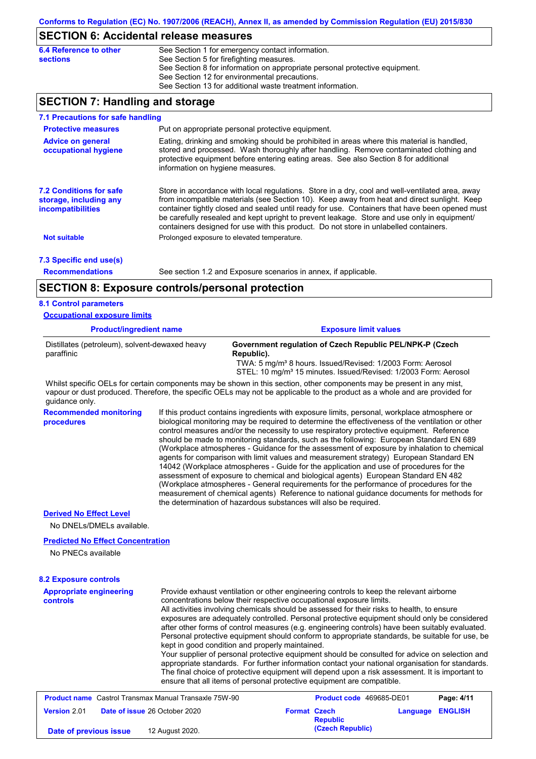## SECTION 6: Accidental release measures

**6.4 Reference to other sections**

See Section 1 for emergency contact information.
See Section 5 for firefighting measures.
See Section 8 for information on appropriate personal protective equipment.
See Section 12 for environmental precautions.
See Section 13 for additional waste treatment information.

## SECTION 7: Handling and storage

### 7.1 Precautions for safe handling

**Protective measures**

Put on appropriate personal protective equipment.

**Advice on general occupational hygiene**

Eating, drinking and smoking should be prohibited in areas where this material is handled, stored and processed. Wash thoroughly after handling. Remove contaminated clothing and protective equipment before entering eating areas. See also Section 8 for additional information on hygiene measures.

### 7.2 Conditions for safe storage, including any incompatibilities

Store in accordance with local regulations. Store in a dry, cool and well-ventilated area, away from incompatible materials (see Section 10). Keep away from heat and direct sunlight. Keep container tightly closed and sealed until ready for use. Containers that have been opened must be carefully resealed and kept upright to prevent leakage. Store and use only in equipment/ containers designed for use with this product. Do not store in unlabelled containers.

**Not suitable**

Prolonged exposure to elevated temperature.

### 7.3 Specific end use(s)

**Recommendations**

See section 1.2 and Exposure scenarios in annex, if applicable.

## SECTION 8: Exposure controls/personal protection

### 8.1 Control parameters

**Occupational exposure limits**

| Product/ingredient name | Exposure limit values |
|---|---|
| Distillates (petroleum), solvent-dewaxed heavy paraffinic | **Government regulation of Czech Republic PEL/NPK-P (Czech Republic).**<br>TWA: 5 mg/m³ 8 hours. Issued/Revised: 1/2003 Form: Aerosol<br>STEL: 10 mg/m³ 15 minutes. Issued/Revised: 1/2003 Form: Aerosol |

Whilst specific OELs for certain components may be shown in this section, other components may be present in any mist, vapour or dust produced. Therefore, the specific OELs may not be applicable to the product as a whole and are provided for guidance only.

**Recommended monitoring procedures**

If this product contains ingredients with exposure limits, personal, workplace atmosphere or biological monitoring may be required to determine the effectiveness of the ventilation or other control measures and/or the necessity to use respiratory protective equipment. Reference should be made to monitoring standards, such as the following: European Standard EN 689 (Workplace atmospheres - Guidance for the assessment of exposure by inhalation to chemical agents for comparison with limit values and measurement strategy) European Standard EN 14042 (Workplace atmospheres - Guide for the application and use of procedures for the assessment of exposure to chemical and biological agents) European Standard EN 482 (Workplace atmospheres - General requirements for the performance of procedures for the measurement of chemical agents) Reference to national guidance documents for methods for the determination of hazardous substances will also be required.

**Derived No Effect Level**

No DNELs/DMELs available.

**Predicted No Effect Concentration**

No PNECs available

### 8.2 Exposure controls

**Appropriate engineering controls**

Provide exhaust ventilation or other engineering controls to keep the relevant airborne concentrations below their respective occupational exposure limits.
All activities involving chemicals should be assessed for their risks to health, to ensure exposures are adequately controlled. Personal protective equipment should only be considered after other forms of control measures (e.g. engineering controls) have been suitably evaluated. Personal protective equipment should conform to appropriate standards, be suitable for use, be kept in good condition and properly maintained.
Your supplier of personal protective equipment should be consulted for advice on selection and appropriate standards. For further information contact your national organisation for standards. The final choice of protective equipment will depend upon a risk assessment. It is important to ensure that all items of personal protective equipment are compatible.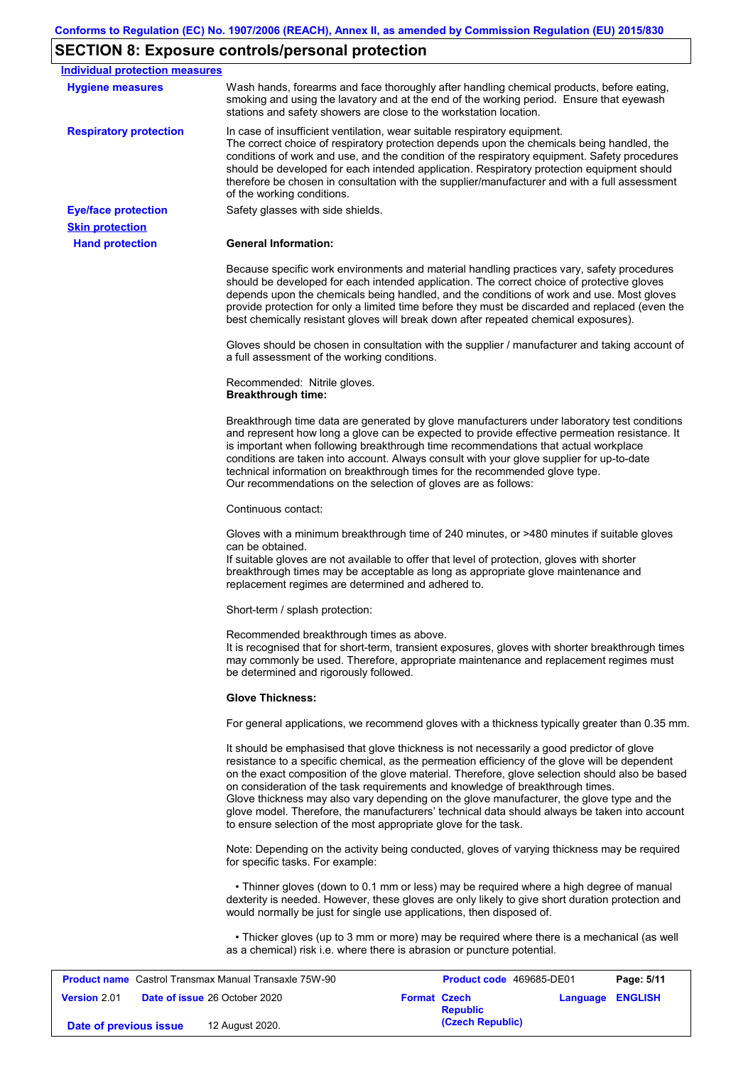## SECTION 8: Exposure controls/personal protection

**Individual protection measures**

**Hygiene measures**

Wash hands, forearms and face thoroughly after handling chemical products, before eating, smoking and using the lavatory and at the end of the working period. Ensure that eyewash stations and safety showers are close to the workstation location.

**Respiratory protection**

In case of insufficient ventilation, wear suitable respiratory equipment.
The correct choice of respiratory protection depends upon the chemicals being handled, the conditions of work and use, and the condition of the respiratory equipment. Safety procedures should be developed for each intended application. Respiratory protection equipment should therefore be chosen in consultation with the supplier/manufacturer and with a full assessment of the working conditions.

**Eye/face protection**

Safety glasses with side shields.

**Skin protection**

**Hand protection**

**General Information:**

Because specific work environments and material handling practices vary, safety procedures should be developed for each intended application. The correct choice of protective gloves depends upon the chemicals being handled, and the conditions of work and use. Most gloves provide protection for only a limited time before they must be discarded and replaced (even the best chemically resistant gloves will break down after repeated chemical exposures).

Gloves should be chosen in consultation with the supplier / manufacturer and taking account of a full assessment of the working conditions.

Recommended: Nitrile gloves.
**Breakthrough time:**

Breakthrough time data are generated by glove manufacturers under laboratory test conditions and represent how long a glove can be expected to provide effective permeation resistance. It is important when following breakthrough time recommendations that actual workplace conditions are taken into account. Always consult with your glove supplier for up-to-date technical information on breakthrough times for the recommended glove type.
Our recommendations on the selection of gloves are as follows:

Continuous contact:

Gloves with a minimum breakthrough time of 240 minutes, or >480 minutes if suitable gloves can be obtained.
If suitable gloves are not available to offer that level of protection, gloves with shorter breakthrough times may be acceptable as long as appropriate glove maintenance and replacement regimes are determined and adhered to.

Short-term / splash protection:

Recommended breakthrough times as above.
It is recognised that for short-term, transient exposures, gloves with shorter breakthrough times may commonly be used. Therefore, appropriate maintenance and replacement regimes must be determined and rigorously followed.

**Glove Thickness:**

For general applications, we recommend gloves with a thickness typically greater than 0.35 mm.

It should be emphasised that glove thickness is not necessarily a good predictor of glove resistance to a specific chemical, as the permeation efficiency of the glove will be dependent on the exact composition of the glove material. Therefore, glove selection should also be based on consideration of the task requirements and knowledge of breakthrough times.
Glove thickness may also vary depending on the glove manufacturer, the glove type and the glove model. Therefore, the manufacturers' technical data should always be taken into account to ensure selection of the most appropriate glove for the task.

Note: Depending on the activity being conducted, gloves of varying thickness may be required for specific tasks. For example:

• Thinner gloves (down to 0.1 mm or less) may be required where a high degree of manual dexterity is needed. However, these gloves are only likely to give short duration protection and would normally be just for single use applications, then disposed of.

• Thicker gloves (up to 3 mm or more) may be required where there is a mechanical (as well as a chemical) risk i.e. where there is abrasion or puncture potential.

| **Product name** Castrol Transmax Manual Transaxle 75W-90 | **Product code** 469685-DE01 | **Page: 5/11** |
|---|---|---|
| **Version** 2.01 **Date of issue** 26 October 2020 | **Format** Czech Republic (Czech Republic) | **Language** ENGLISH |
| **Date of previous issue** 12 August 2020. | | |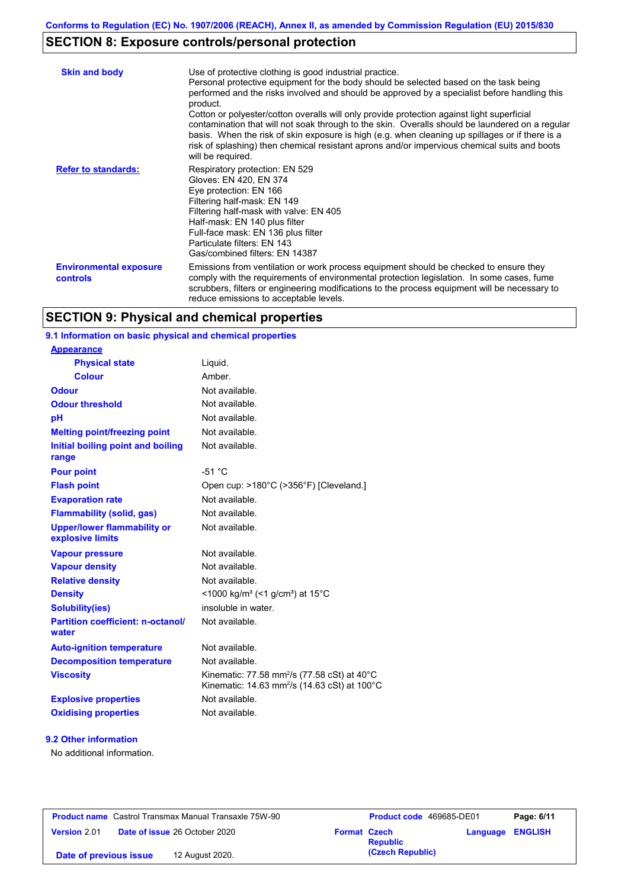## SECTION 8: Exposure controls/personal protection

| | |
|---|---|
| **Skin and body** | Use of protective clothing is good industrial practice. Personal protective equipment for the body should be selected based on the task being performed and the risks involved and should be approved by a specialist before handling this product. Cotton or polyester/cotton overalls will only provide protection against light superficial contamination that will not soak through to the skin. Overalls should be laundered on a regular basis. When the risk of skin exposure is high (e.g. when cleaning up spillages or if there is a risk of splashing) then chemical resistant aprons and/or impervious chemical suits and boots will be required. |
| **Refer to standards:** | Respiratory protection: EN 529<br>Gloves: EN 420, EN 374<br>Eye protection: EN 166<br>Filtering half-mask: EN 149<br>Filtering half-mask with valve: EN 405<br>Half-mask: EN 140 plus filter<br>Full-face mask: EN 136 plus filter<br>Particulate filters: EN 143<br>Gas/combined filters: EN 14387 |
| **Environmental exposure controls** | Emissions from ventilation or work process equipment should be checked to ensure they comply with the requirements of environmental protection legislation. In some cases, fume scrubbers, filters or engineering modifications to the process equipment will be necessary to reduce emissions to acceptable levels. |

## SECTION 9: Physical and chemical properties

### 9.1 Information on basic physical and chemical properties

| | |
|---|---|
| **Appearance** | |
| **Physical state** | Liquid. |
| **Colour** | Amber. |
| **Odour** | Not available. |
| **Odour threshold** | Not available. |
| **pH** | Not available. |
| **Melting point/freezing point** | Not available. |
| **Initial boiling point and boiling range** | Not available. |
| **Pour point** | -51 °C |
| **Flash point** | Open cup: >180°C (>356°F) [Cleveland.] |
| **Evaporation rate** | Not available. |
| **Flammability (solid, gas)** | Not available. |
| **Upper/lower flammability or explosive limits** | Not available. |
| **Vapour pressure** | Not available. |
| **Vapour density** | Not available. |
| **Relative density** | Not available. |
| **Density** | <1000 kg/m³ (<1 g/cm³) at 15°C |
| **Solubility(ies)** | insoluble in water. |
| **Partition coefficient: n-octanol/water** | Not available. |
| **Auto-ignition temperature** | Not available. |
| **Decomposition temperature** | Not available. |
| **Viscosity** | Kinematic: 77.58 mm²/s (77.58 cSt) at 40°C<br>Kinematic: 14.63 mm²/s (14.63 cSt) at 100°C |
| **Explosive properties** | Not available. |
| **Oxidising properties** | Not available. |

### 9.2 Other information

No additional information.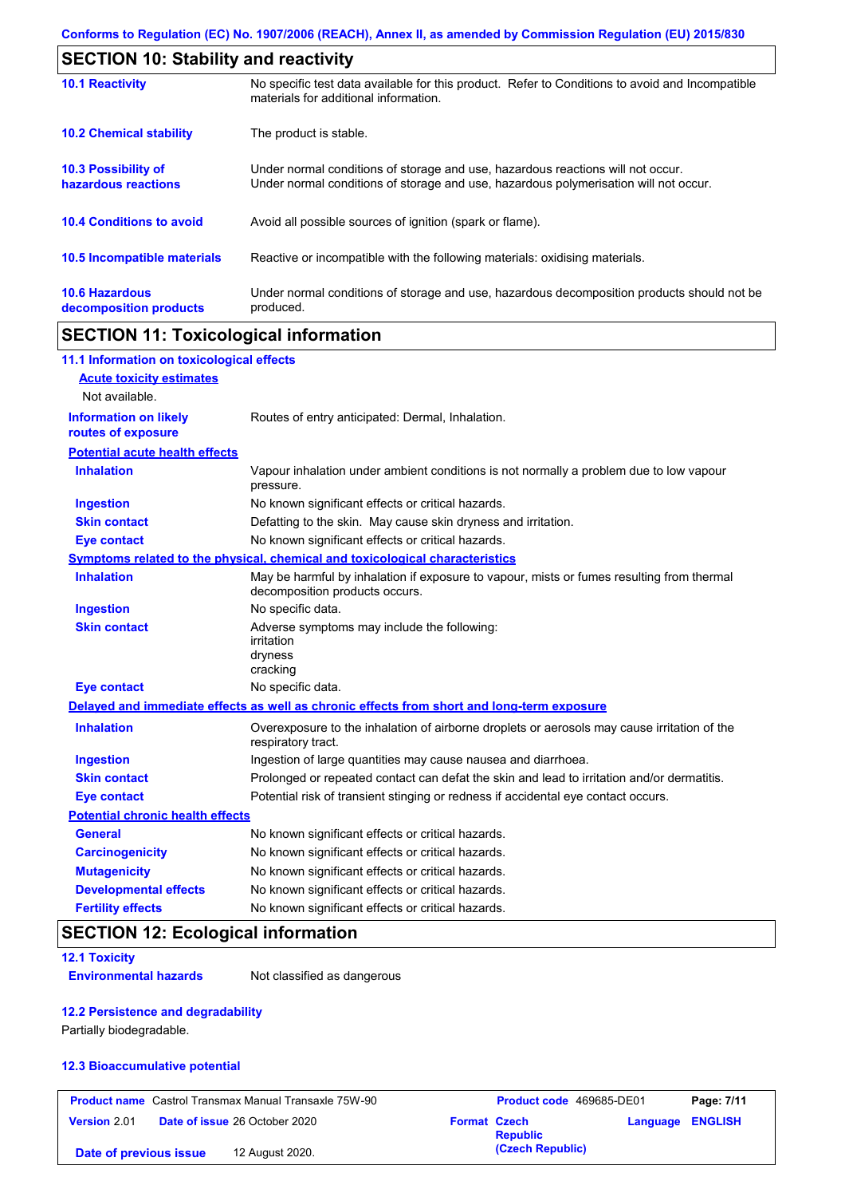## SECTION 10: Stability and reactivity

| | |
|---|---|
| **10.1 Reactivity** | No specific test data available for this product. Refer to Conditions to avoid and Incompatible materials for additional information. |
| **10.2 Chemical stability** | The product is stable. |
| **10.3 Possibility of hazardous reactions** | Under normal conditions of storage and use, hazardous reactions will not occur. Under normal conditions of storage and use, hazardous polymerisation will not occur. |
| **10.4 Conditions to avoid** | Avoid all possible sources of ignition (spark or flame). |
| **10.5 Incompatible materials** | Reactive or incompatible with the following materials: oxidising materials. |
| **10.6 Hazardous decomposition products** | Under normal conditions of storage and use, hazardous decomposition products should not be produced. |

## SECTION 11: Toxicological information

### 11.1 Information on toxicological effects

**Acute toxicity estimates**

Not available.

| | |
|---|---|
| **Information on likely routes of exposure** | Routes of entry anticipated: Dermal, Inhalation. |

**Potential acute health effects**

| | |
|---|---|
| **Inhalation** | Vapour inhalation under ambient conditions is not normally a problem due to low vapour pressure. |
| **Ingestion** | No known significant effects or critical hazards. |
| **Skin contact** | Defatting to the skin. May cause skin dryness and irritation. |
| **Eye contact** | No known significant effects or critical hazards. |

**Symptoms related to the physical, chemical and toxicological characteristics**

| | |
|---|---|
| **Inhalation** | May be harmful by inhalation if exposure to vapour, mists or fumes resulting from thermal decomposition products occurs. |
| **Ingestion** | No specific data. |
| **Skin contact** | Adverse symptoms may include the following: irritation dryness cracking |
| **Eye contact** | No specific data. |

**Delayed and immediate effects as well as chronic effects from short and long-term exposure**

| | |
|---|---|
| **Inhalation** | Overexposure to the inhalation of airborne droplets or aerosols may cause irritation of the respiratory tract. |
| **Ingestion** | Ingestion of large quantities may cause nausea and diarrhoea. |
| **Skin contact** | Prolonged or repeated contact can defat the skin and lead to irritation and/or dermatitis. |
| **Eye contact** | Potential risk of transient stinging or redness if accidental eye contact occurs. |

**Potential chronic health effects**

| | |
|---|---|
| **General** | No known significant effects or critical hazards. |
| **Carcinogenicity** | No known significant effects or critical hazards. |
| **Mutagenicity** | No known significant effects or critical hazards. |
| **Developmental effects** | No known significant effects or critical hazards. |
| **Fertility effects** | No known significant effects or critical hazards. |

## SECTION 12: Ecological information

### 12.1 Toxicity

| | |
|---|---|
| **Environmental hazards** | Not classified as dangerous |

### 12.2 Persistence and degradability

Partially biodegradable.

### 12.3 Bioaccumulative potential

| | | | |
|---|---|---|---|
| **Product name** Castrol Transmax Manual Transaxle 75W-90 | **Product code** 469685-DE01 | | **Page: 7/11** |
| **Version** 2.01 **Date of issue** 26 October 2020 | **Format** Czech Republic (Czech Republic) | **Language** ENGLISH | |
| **Date of previous issue** 12 August 2020. | | | |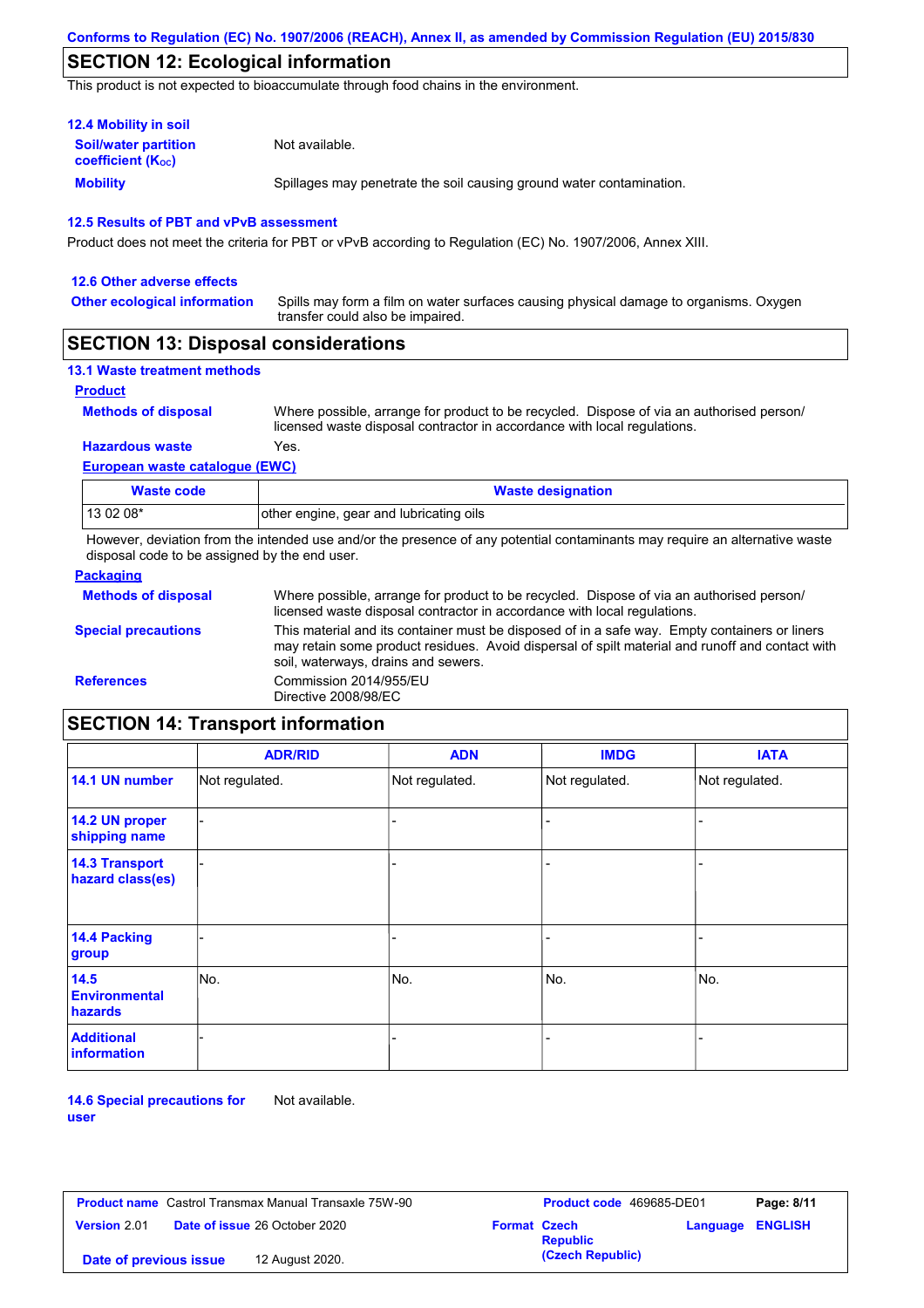## SECTION 12: Ecological information

This product is not expected to bioaccumulate through food chains in the environment.

### 12.4 Mobility in soil

**Soil/water partition coefficient ($K_{OC}$)**: Not available.

**Mobility**: Spillages may penetrate the soil causing ground water contamination.

### 12.5 Results of PBT and vPvB assessment

Product does not meet the criteria for PBT or vPvB according to Regulation (EC) No. 1907/2006, Annex XIII.

### 12.6 Other adverse effects

**Other ecological information**: Spills may form a film on water surfaces causing physical damage to organisms. Oxygen transfer could also be impaired.

## SECTION 13: Disposal considerations

### 13.1 Waste treatment methods

**Product**

**Methods of disposal**: Where possible, arrange for product to be recycled. Dispose of via an authorised person/ licensed waste disposal contractor in accordance with local regulations.

**Hazardous waste**: Yes.

**European waste catalogue (EWC)**

| Waste code | Waste designation |
|---|---|
| 13 02 08* | other engine, gear and lubricating oils |

However, deviation from the intended use and/or the presence of any potential contaminants may require an alternative waste disposal code to be assigned by the end user.

**Packaging**

**Methods of disposal**: Where possible, arrange for product to be recycled. Dispose of via an authorised person/ licensed waste disposal contractor in accordance with local regulations.

**Special precautions**: This material and its container must be disposed of in a safe way. Empty containers or liners may retain some product residues. Avoid dispersal of spilt material and runoff and contact with soil, waterways, drains and sewers.

**References**: Commission 2014/955/EU
Directive 2008/98/EC

## SECTION 14: Transport information

| | ADR/RID | ADN | IMDG | IATA |
|---|---|---|---|---|
| 14.1 UN number | Not regulated. | Not regulated. | Not regulated. | Not regulated. |
| 14.2 UN proper shipping name | - | - | - | - |
| 14.3 Transport hazard class(es) | - | - | - | - |
| 14.4 Packing group | - | - | - | - |
| 14.5 Environmental hazards | No. | No. | No. | No. |
| Additional information | - | - | - | - |

**14.6 Special precautions for user**: Not available.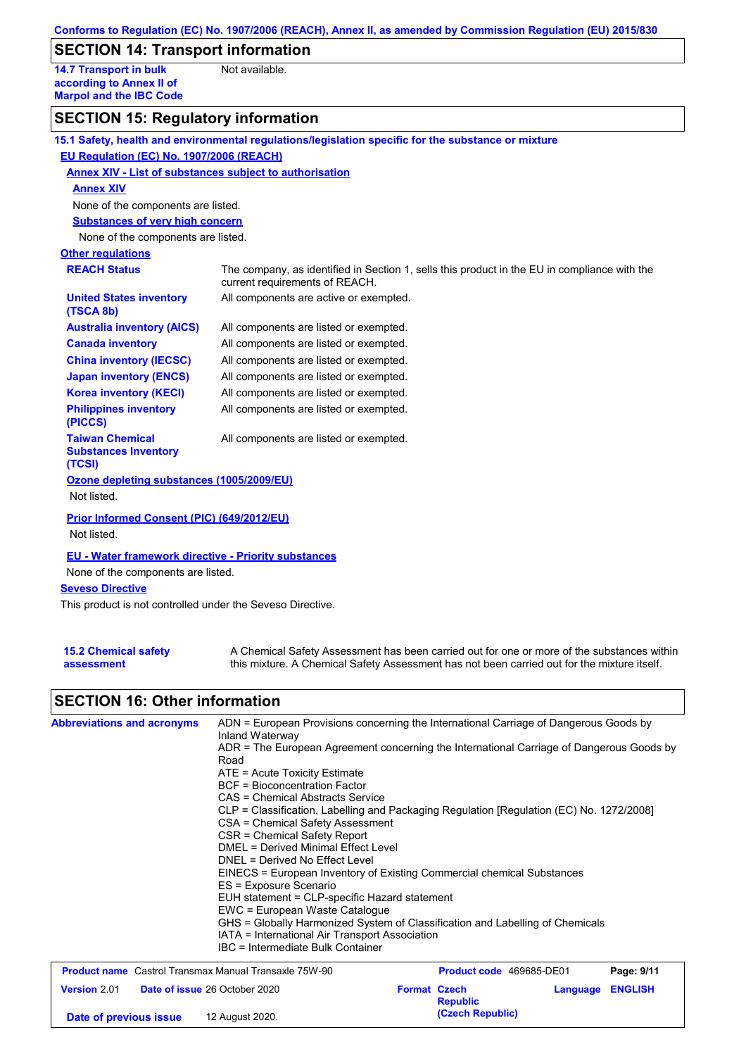## SECTION 14: Transport information

| | |
|---|---|
| **14.7 Transport in bulk according to Annex II of Marpol and the IBC Code** | Not available. |

## SECTION 15: Regulatory information

**15.1 Safety, health and environmental regulations/legislation specific for the substance or mixture**

**EU Regulation (EC) No. 1907/2006 (REACH)**

**Annex XIV - List of substances subject to authorisation**

**Annex XIV**

None of the components are listed.

**Substances of very high concern**

None of the components are listed.

**Other regulations**

| | |
|---|---|
| **REACH Status** | The company, as identified in Section 1, sells this product in the EU in compliance with the current requirements of REACH. |
| **United States inventory (TSCA 8b)** | All components are active or exempted. |
| **Australia inventory (AICS)** | All components are listed or exempted. |
| **Canada inventory** | All components are listed or exempted. |
| **China inventory (IECSC)** | All components are listed or exempted. |
| **Japan inventory (ENCS)** | All components are listed or exempted. |
| **Korea inventory (KECI)** | All components are listed or exempted. |
| **Philippines inventory (PICCS)** | All components are listed or exempted. |
| **Taiwan Chemical Substances Inventory (TCSI)** | All components are listed or exempted. |

**Ozone depleting substances (1005/2009/EU)**

Not listed.

**Prior Informed Consent (PIC) (649/2012/EU)**

Not listed.

**EU - Water framework directive - Priority substances**

None of the components are listed.

**Seveso Directive**

This product is not controlled under the Seveso Directive.

| | |
|---|---|
| **15.2 Chemical safety assessment** | A Chemical Safety Assessment has been carried out for one or more of the substances within this mixture. A Chemical Safety Assessment has not been carried out for the mixture itself. |

## SECTION 16: Other information

**Abbreviations and acronyms**

ADN = European Provisions concerning the International Carriage of Dangerous Goods by Inland Waterway
ADR = The European Agreement concerning the International Carriage of Dangerous Goods by Road
ATE = Acute Toxicity Estimate
BCF = Bioconcentration Factor
CAS = Chemical Abstracts Service
CLP = Classification, Labelling and Packaging Regulation [Regulation (EC) No. 1272/2008]
CSA = Chemical Safety Assessment
CSR = Chemical Safety Report
DMEL = Derived Minimal Effect Level
DNEL = Derived No Effect Level
EINECS = European Inventory of Existing Commercial chemical Substances
ES = Exposure Scenario
EUH statement = CLP-specific Hazard statement
EWC = European Waste Catalogue
GHS = Globally Harmonized System of Classification and Labelling of Chemicals
IATA = International Air Transport Association
IBC = Intermediate Bulk Container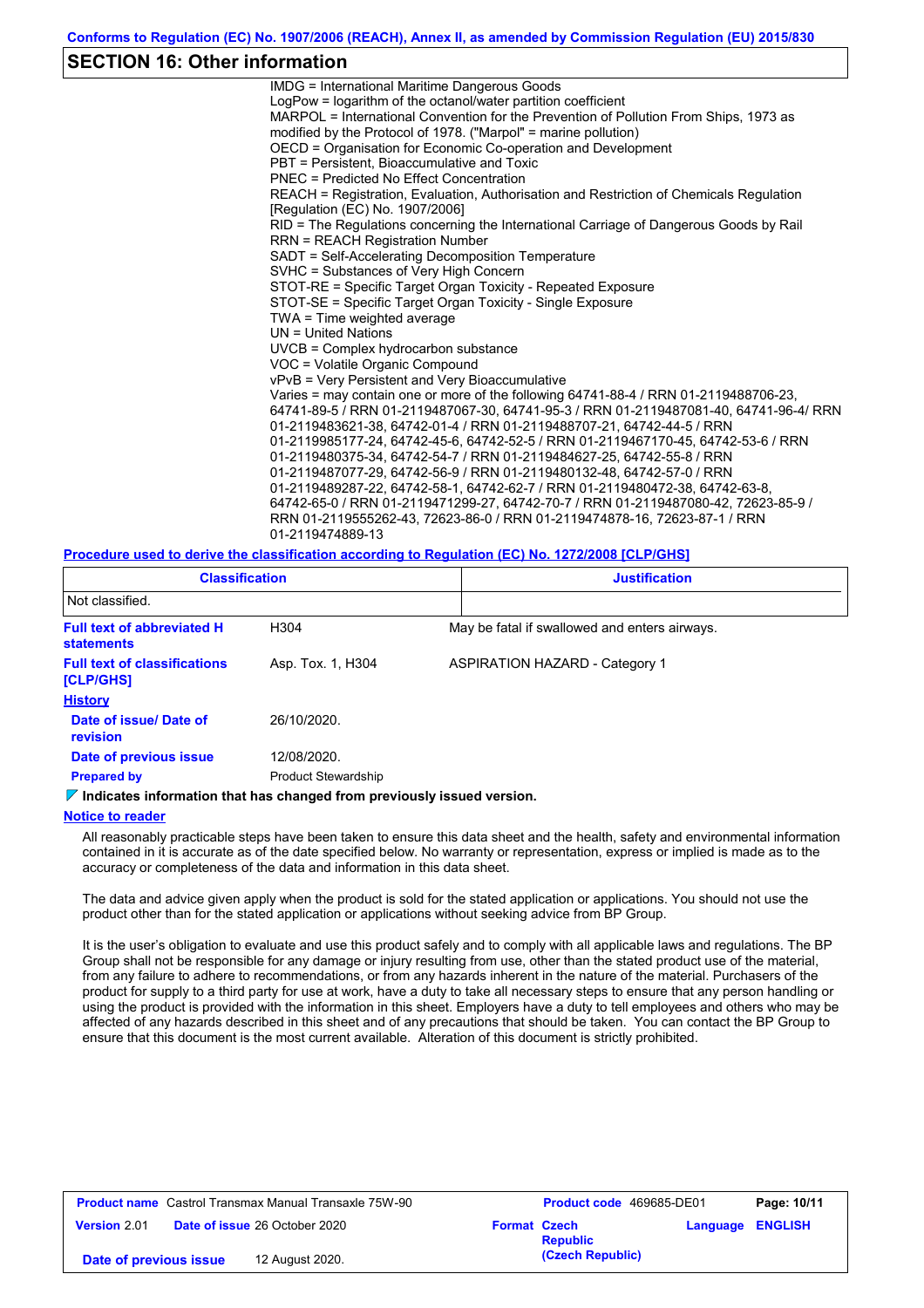## SECTION 16: Other information

IMDG = International Maritime Dangerous Goods
LogPow = logarithm of the octanol/water partition coefficient
MARPOL = International Convention for the Prevention of Pollution From Ships, 1973 as modified by the Protocol of 1978. ("Marpol" = marine pollution)
OECD = Organisation for Economic Co-operation and Development
PBT = Persistent, Bioaccumulative and Toxic
PNEC = Predicted No Effect Concentration
REACH = Registration, Evaluation, Authorisation and Restriction of Chemicals Regulation [Regulation (EC) No. 1907/2006]
RID = The Regulations concerning the International Carriage of Dangerous Goods by Rail
RRN = REACH Registration Number
SADT = Self-Accelerating Decomposition Temperature
SVHC = Substances of Very High Concern
STOT-RE = Specific Target Organ Toxicity - Repeated Exposure
STOT-SE = Specific Target Organ Toxicity - Single Exposure
TWA = Time weighted average
UN = United Nations
UVCB = Complex hydrocarbon substance
VOC = Volatile Organic Compound
vPvB = Very Persistent and Very Bioaccumulative
Varies = may contain one or more of the following 64741-88-4 / RRN 01-2119488706-23, 64741-89-5 / RRN 01-2119487067-30, 64741-95-3 / RRN 01-2119487081-40, 64741-96-4/ RRN 01-2119483621-38, 64742-01-4 / RRN 01-2119488707-21, 64742-44-5 / RRN 01-2119985177-24, 64742-45-6, 64742-52-5 / RRN 01-2119467170-45, 64742-53-6 / RRN 01-2119480375-34, 64742-54-7 / RRN 01-2119484627-25, 64742-55-8 / RRN 01-2119487077-29, 64742-56-9 / RRN 01-2119480132-48, 64742-57-0 / RRN 01-2119489287-22, 64742-58-1, 64742-62-7 / RRN 01-2119480472-38, 64742-63-8, 64742-65-0 / RRN 01-2119471299-27, 64742-70-7 / RRN 01-2119487080-42, 72623-85-9 / RRN 01-2119555262-43, 72623-86-0 / RRN 01-2119474878-16, 72623-87-1 / RRN 01-2119474889-13

**Procedure used to derive the classification according to Regulation (EC) No. 1272/2008 [CLP/GHS]**

| Classification | Justification |
|---|---|
| Not classified. | |

| | | |
|---|---|---|
| **Full text of abbreviated H statements** | H304 | May be fatal if swallowed and enters airways. |
| **Full text of classifications [CLP/GHS]** | Asp. Tox. 1, H304 | ASPIRATION HAZARD - Category 1 |

**History**

| | |
|---|---|
| **Date of issue/ Date of revision** | 26/10/2020. |
| **Date of previous issue** | 12/08/2020. |
| **Prepared by** | Product Stewardship |

**Indicates information that has changed from previously issued version.**

**Notice to reader**

All reasonably practicable steps have been taken to ensure this data sheet and the health, safety and environmental information contained in it is accurate as of the date specified below. No warranty or representation, express or implied is made as to the accuracy or completeness of the data and information in this data sheet.

The data and advice given apply when the product is sold for the stated application or applications. You should not use the product other than for the stated application or applications without seeking advice from BP Group.

It is the user's obligation to evaluate and use this product safely and to comply with all applicable laws and regulations. The BP Group shall not be responsible for any damage or injury resulting from use, other than the stated product use of the material, from any failure to adhere to recommendations, or from any hazards inherent in the nature of the material. Purchasers of the product for supply to a third party for use at work, have a duty to take all necessary steps to ensure that any person handling or using the product is provided with the information in this sheet. Employers have a duty to tell employees and others who may be affected of any hazards described in this sheet and of any precautions that should be taken. You can contact the BP Group to ensure that this document is the most current available. Alteration of this document is strictly prohibited.